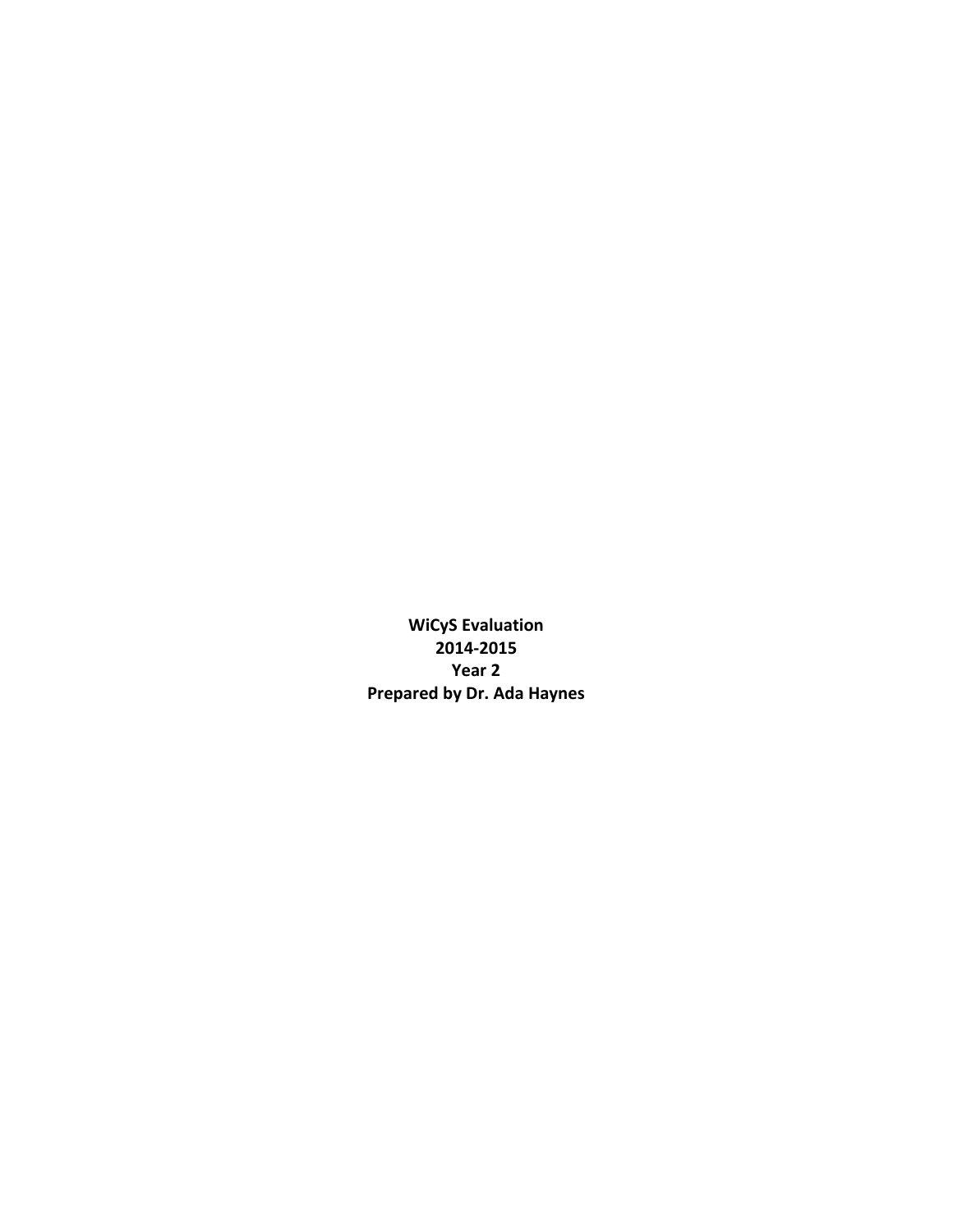**WiCyS Evaluation**

**2014-2015**

**Year 2**

**Prepared by Dr. Ada Haynes**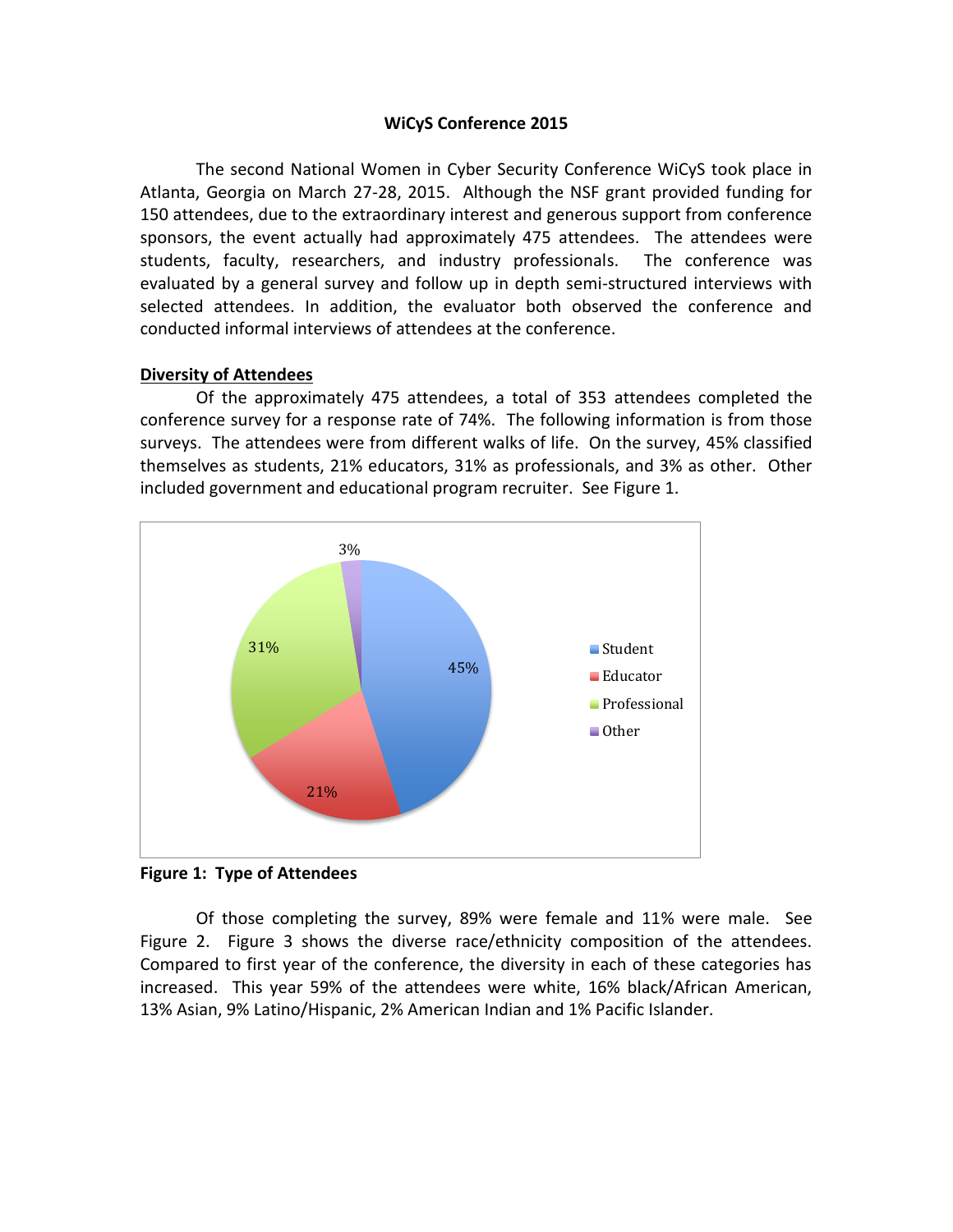**WiCyS Conference 2015**

The second National Women in Cyber Security Conference WiCyS took place in Atlanta, Georgia on March 27-28, 2015. Although the NSF grant provided funding for 150 attendees, due to the extraordinary interest and generous support from conference sponsors, the event actually had approximately 475 attendees. The attendees were students, faculty, researchers, and industry professionals. The conference was evaluated by a general survey and follow up in depth semi-structured interviews with selected attendees. In addition, the evaluator both observed the conference and conducted informal interviews of attendees at the conference.

**Diversity of Attendees**

Of the approximately 475 attendees, a total of 353 attendees completed the conference survey for a response rate of 74%. The following information is from those surveys. The attendees were from different walks of life. On the survey, 45% classified themselves as students, 21% educators, 31% as professionals, and 3% as other. Other included government and educational program recruiter. See Figure 1.

| Type | Percent |
|---|---|
| Student | 45% |
| Educator | 21% |
| Professional | 31% |
| Other | 3% |

**Figure 1: Type of Attendees**

Of those completing the survey, 89% were female and 11% were male. See Figure 2. Figure 3 shows the diverse race/ethnicity composition of the attendees. Compared to first year of the conference, the diversity in each of these categories has increased. This year 59% of the attendees were white, 16% black/African American, 13% Asian, 9% Latino/Hispanic, 2% American Indian and 1% Pacific Islander.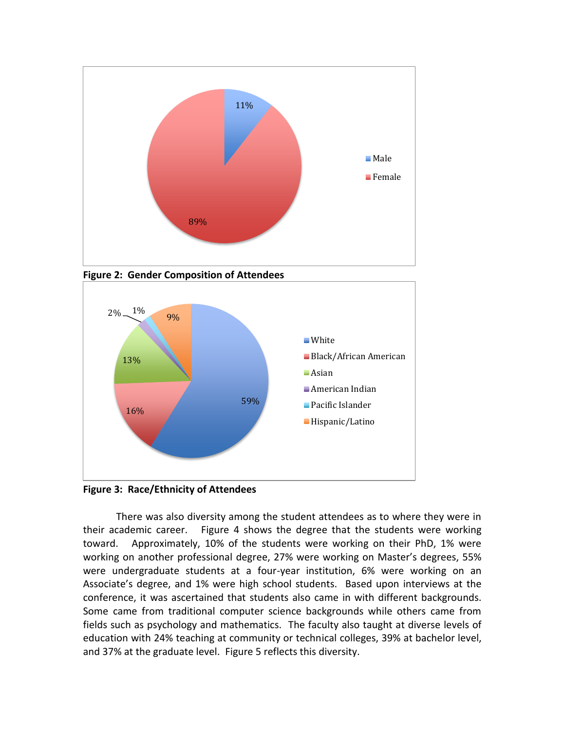**Figure 2: Gender Composition of Attendees**

**Figure 3: Race/Ethnicity of Attendees**

There was also diversity among the student attendees as to where they were in their academic career. Figure 4 shows the degree that the students were working toward. Approximately, 10% of the students were working on their PhD, 1% were working on another professional degree, 27% were working on Master's degrees, 55% were undergraduate students at a four-year institution, 6% were working on an Associate's degree, and 1% were high school students. Based upon interviews at the conference, it was ascertained that students also came in with different backgrounds. Some came from traditional computer science backgrounds while others came from fields such as psychology and mathematics. The faculty also taught at diverse levels of education with 24% teaching at community or technical colleges, 39% at bachelor level, and 37% at the graduate level. Figure 5 reflects this diversity.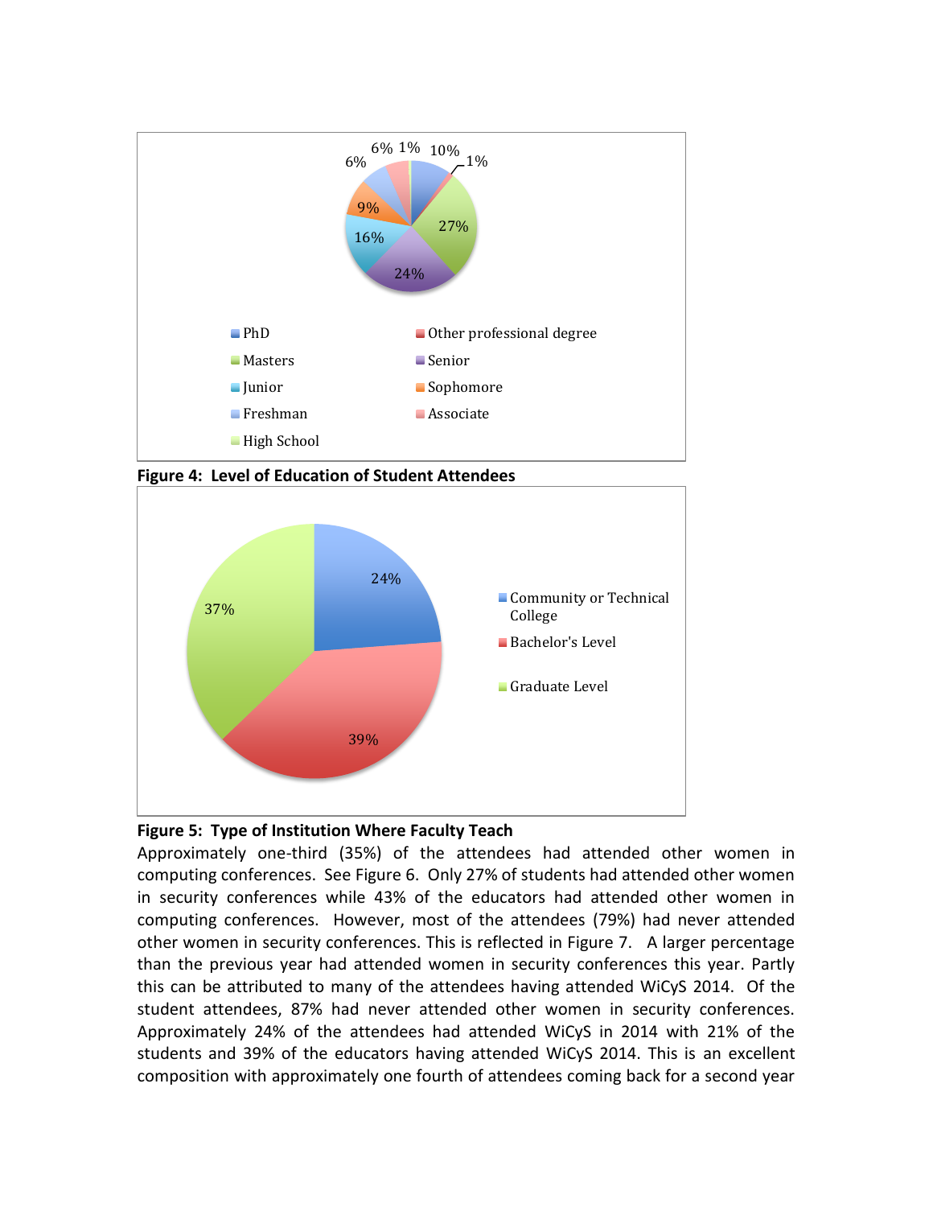**Figure 4: Level of Education of Student Attendees**

**Figure 5: Type of Institution Where Faculty Teach**

Approximately one-third (35%) of the attendees had attended other women in computing conferences. See Figure 6. Only 27% of students had attended other women in security conferences while 43% of the educators had attended other women in computing conferences. However, most of the attendees (79%) had never attended other women in security conferences. This is reflected in Figure 7. A larger percentage than the previous year had attended women in security conferences this year. Partly this can be attributed to many of the attendees having attended WiCyS 2014. Of the student attendees, 87% had never attended other women in security conferences. Approximately 24% of the attendees had attended WiCyS in 2014 with 21% of the students and 39% of the educators having attended WiCyS 2014. This is an excellent composition with approximately one fourth of attendees coming back for a second year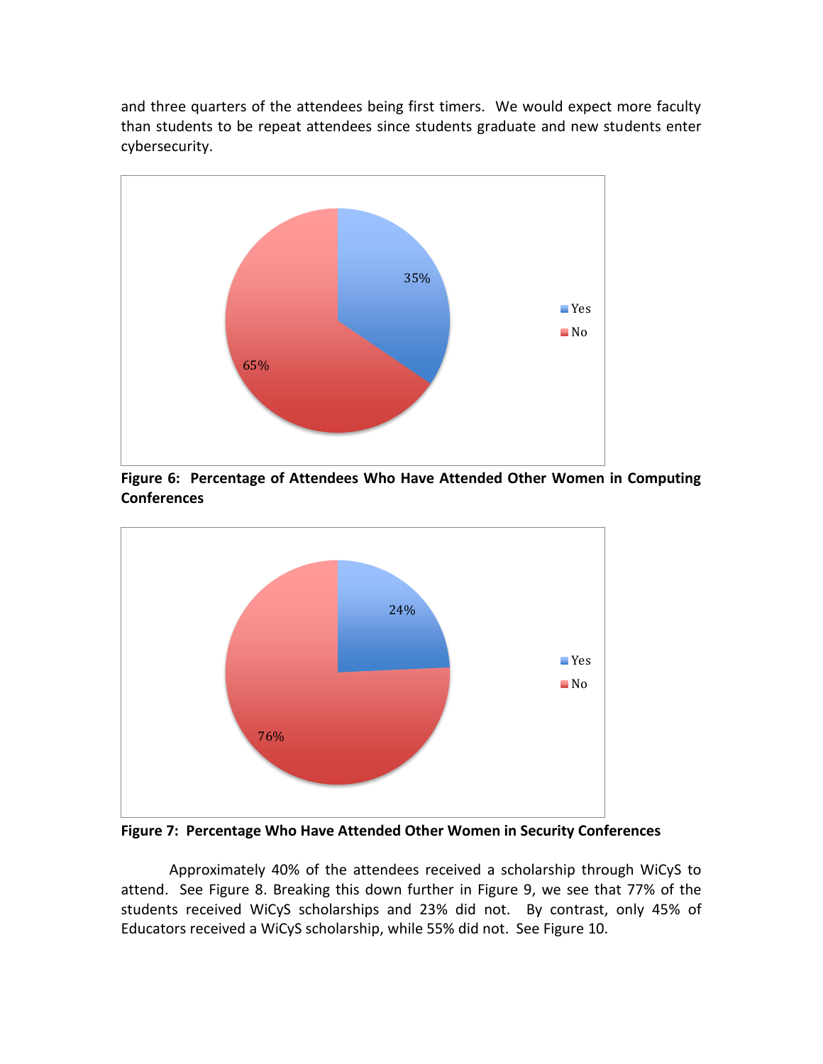and three quarters of the attendees being first timers. We would expect more faculty than students to be repeat attendees since students graduate and new students enter cybersecurity.

**Figure 6: Percentage of Attendees Who Have Attended Other Women in Computing Conferences**

**Figure 7: Percentage Who Have Attended Other Women in Security Conferences**

Approximately 40% of the attendees received a scholarship through WiCyS to attend. See Figure 8. Breaking this down further in Figure 9, we see that 77% of the students received WiCyS scholarships and 23% did not. By contrast, only 45% of Educators received a WiCyS scholarship, while 55% did not. See Figure 10.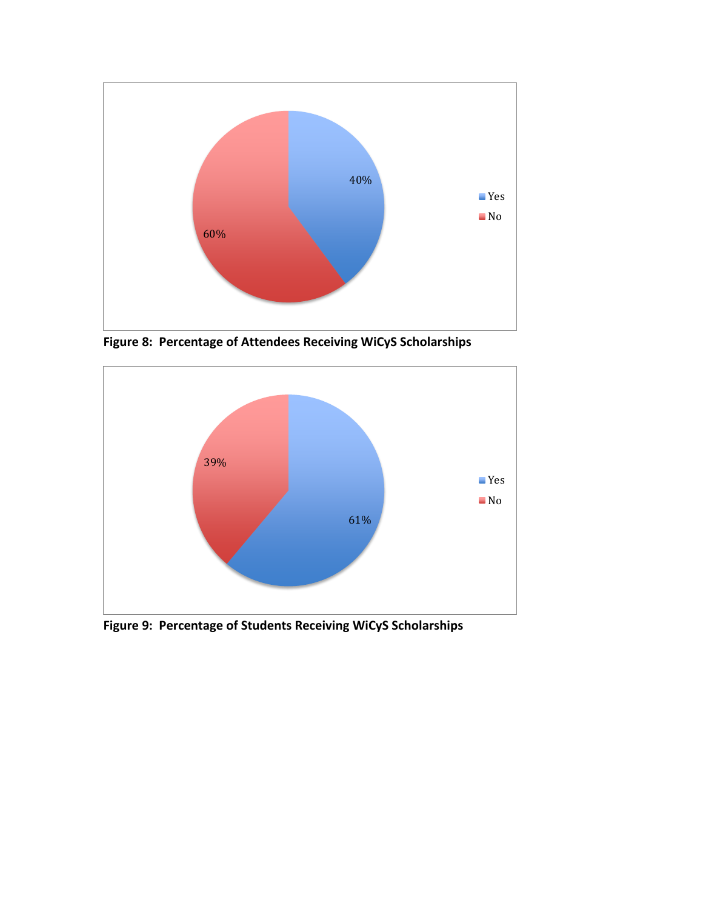Figure 8: Percentage of Attendees Receiving WiCyS Scholarships

Figure 9: Percentage of Students Receiving WiCyS Scholarships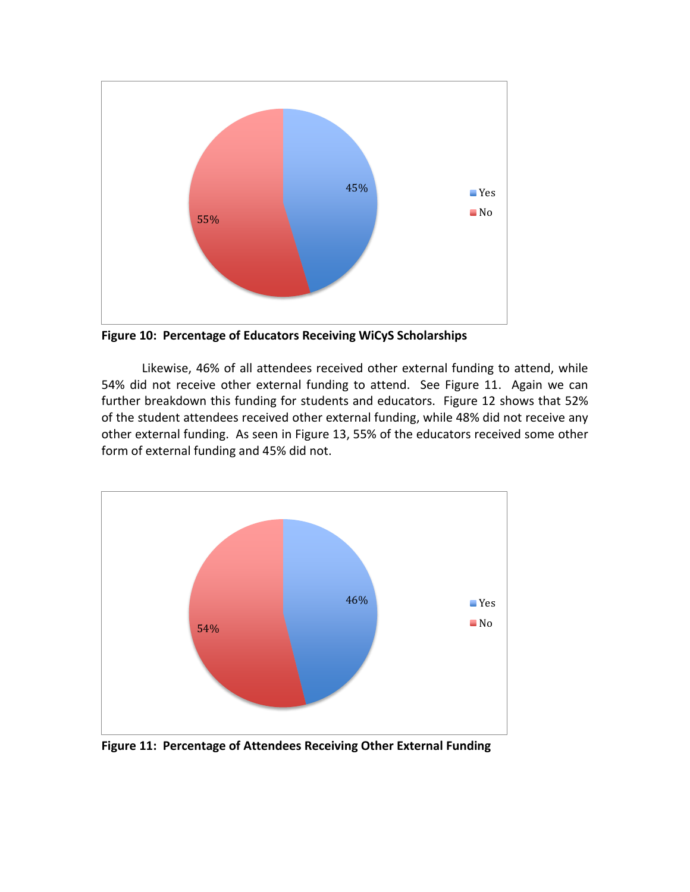**Figure 10: Percentage of Educators Receiving WiCyS Scholarships**

Likewise, 46% of all attendees received other external funding to attend, while 54% did not receive other external funding to attend. See Figure 11. Again we can further breakdown this funding for students and educators. Figure 12 shows that 52% of the student attendees received other external funding, while 48% did not receive any other external funding. As seen in Figure 13, 55% of the educators received some other form of external funding and 45% did not.

**Figure 11: Percentage of Attendees Receiving Other External Funding**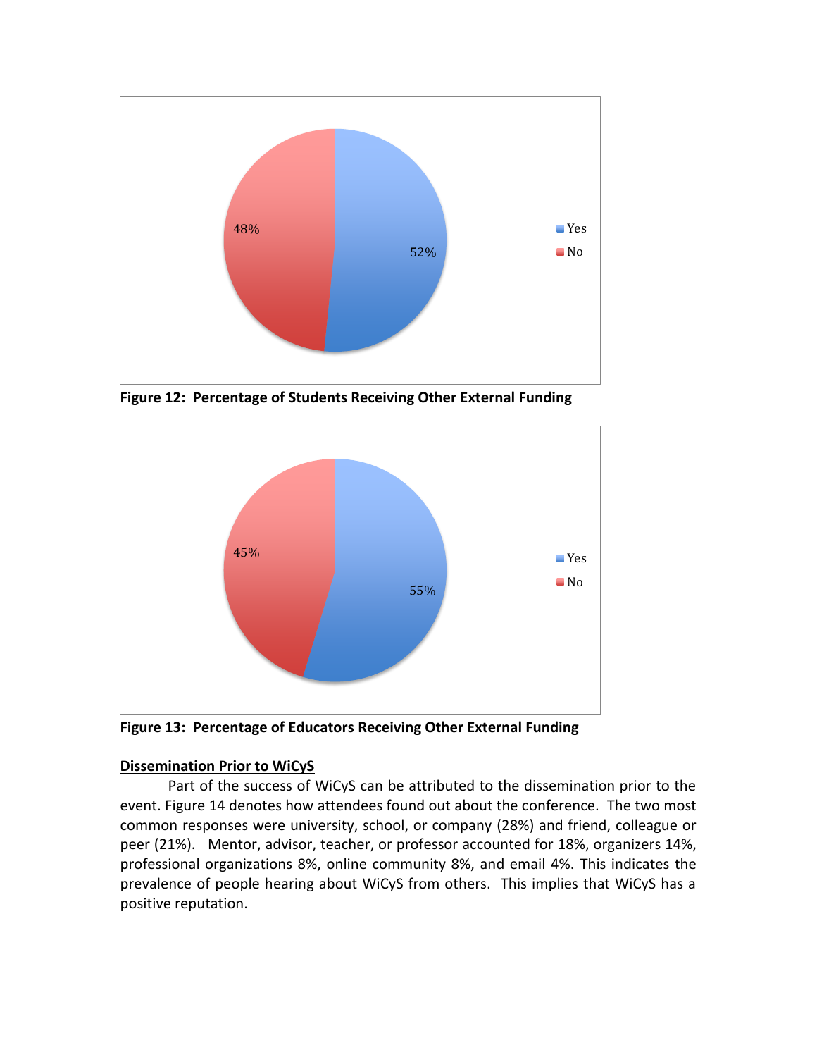48%

52%

Yes

No

**Figure 12: Percentage of Students Receiving Other External Funding**

45%

55%

Yes

No

**Figure 13: Percentage of Educators Receiving Other External Funding**

**Dissemination Prior to WiCyS**

Part of the success of WiCyS can be attributed to the dissemination prior to the event. Figure 14 denotes how attendees found out about the conference. The two most common responses were university, school, or company (28%) and friend, colleague or peer (21%). Mentor, advisor, teacher, or professor accounted for 18%, organizers 14%, professional organizations 8%, online community 8%, and email 4%. This indicates the prevalence of people hearing about WiCyS from others. This implies that WiCyS has a positive reputation.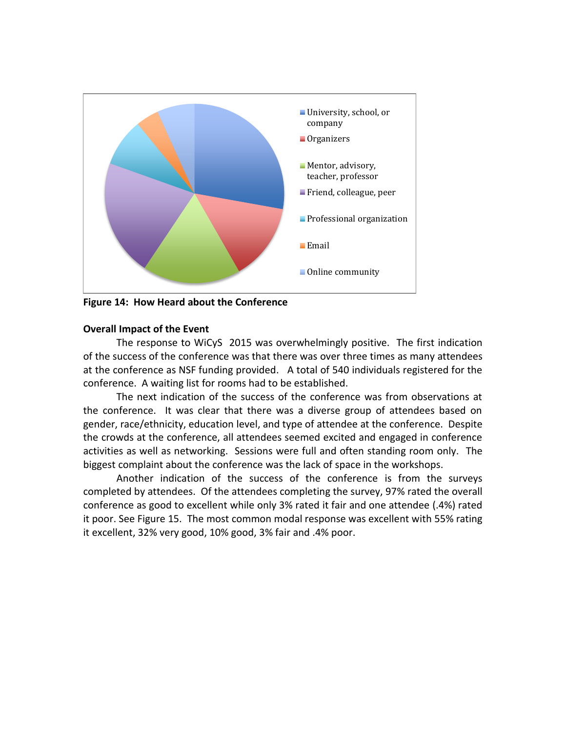University, school, or company
Organizers
Mentor, advisory, teacher, professor
Friend, colleague, peer
Professional organization
Email
Online community

**Figure 14: How Heard about the Conference**

**Overall Impact of the Event**

The response to WiCyS 2015 was overwhelmingly positive. The first indication of the success of the conference was that there was over three times as many attendees at the conference as NSF funding provided. A total of 540 individuals registered for the conference. A waiting list for rooms had to be established.

The next indication of the success of the conference was from observations at the conference. It was clear that there was a diverse group of attendees based on gender, race/ethnicity, education level, and type of attendee at the conference. Despite the crowds at the conference, all attendees seemed excited and engaged in conference activities as well as networking. Sessions were full and often standing room only. The biggest complaint about the conference was the lack of space in the workshops.

Another indication of the success of the conference is from the surveys completed by attendees. Of the attendees completing the survey, 97% rated the overall conference as good to excellent while only 3% rated it fair and one attendee (.4%) rated it poor. See Figure 15. The most common modal response was excellent with 55% rating it excellent, 32% very good, 10% good, 3% fair and .4% poor.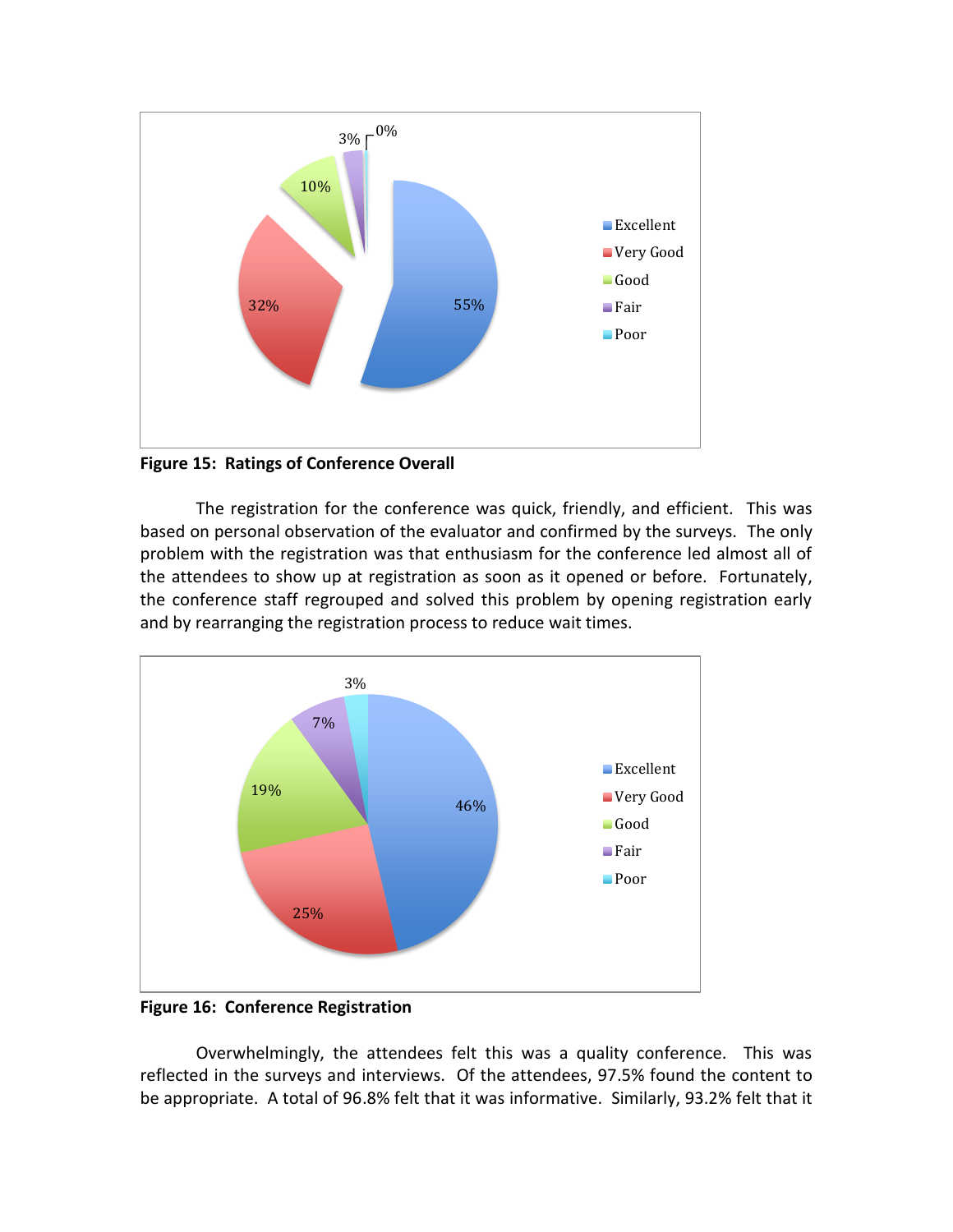**Figure 15: Ratings of Conference Overall**

The registration for the conference was quick, friendly, and efficient. This was based on personal observation of the evaluator and confirmed by the surveys. The only problem with the registration was that enthusiasm for the conference led almost all of the attendees to show up at registration as soon as it opened or before. Fortunately, the conference staff regrouped and solved this problem by opening registration early and by rearranging the registration process to reduce wait times.

**Figure 16: Conference Registration**

Overwhelmingly, the attendees felt this was a quality conference. This was reflected in the surveys and interviews. Of the attendees, 97.5% found the content to be appropriate. A total of 96.8% felt that it was informative. Similarly, 93.2% felt that it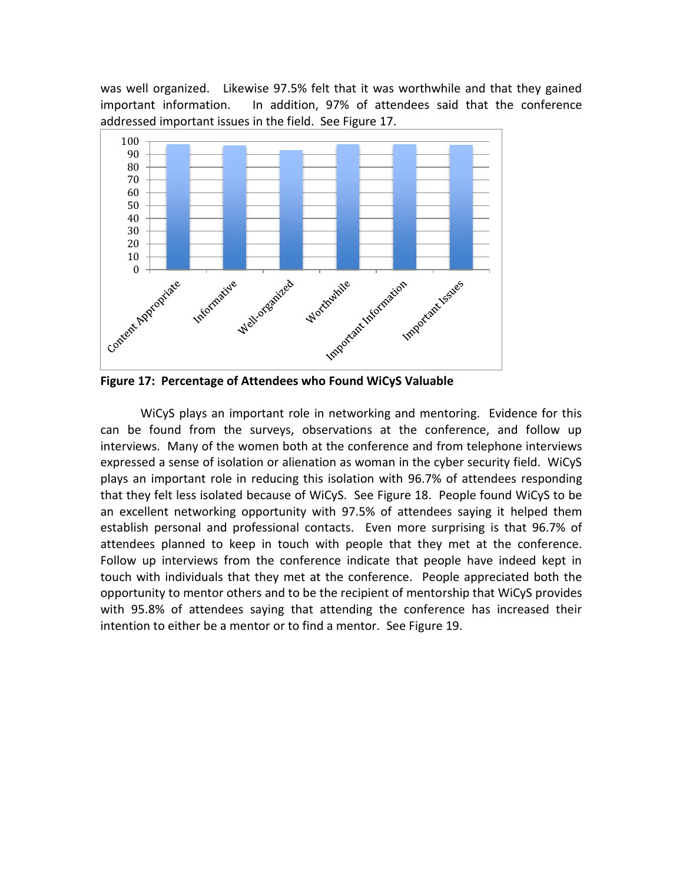was well organized. Likewise 97.5% felt that it was worthwhile and that they gained important information. In addition, 97% of attendees said that the conference addressed important issues in the field. See Figure 17.

**Figure 17: Percentage of Attendees who Found WiCyS Valuable**

WiCyS plays an important role in networking and mentoring. Evidence for this can be found from the surveys, observations at the conference, and follow up interviews. Many of the women both at the conference and from telephone interviews expressed a sense of isolation or alienation as woman in the cyber security field. WiCyS plays an important role in reducing this isolation with 96.7% of attendees responding that they felt less isolated because of WiCyS. See Figure 18. People found WiCyS to be an excellent networking opportunity with 97.5% of attendees saying it helped them establish personal and professional contacts. Even more surprising is that 96.7% of attendees planned to keep in touch with people that they met at the conference. Follow up interviews from the conference indicate that people have indeed kept in touch with individuals that they met at the conference. People appreciated both the opportunity to mentor others and to be the recipient of mentorship that WiCyS provides with 95.8% of attendees saying that attending the conference has increased their intention to either be a mentor or to find a mentor. See Figure 19.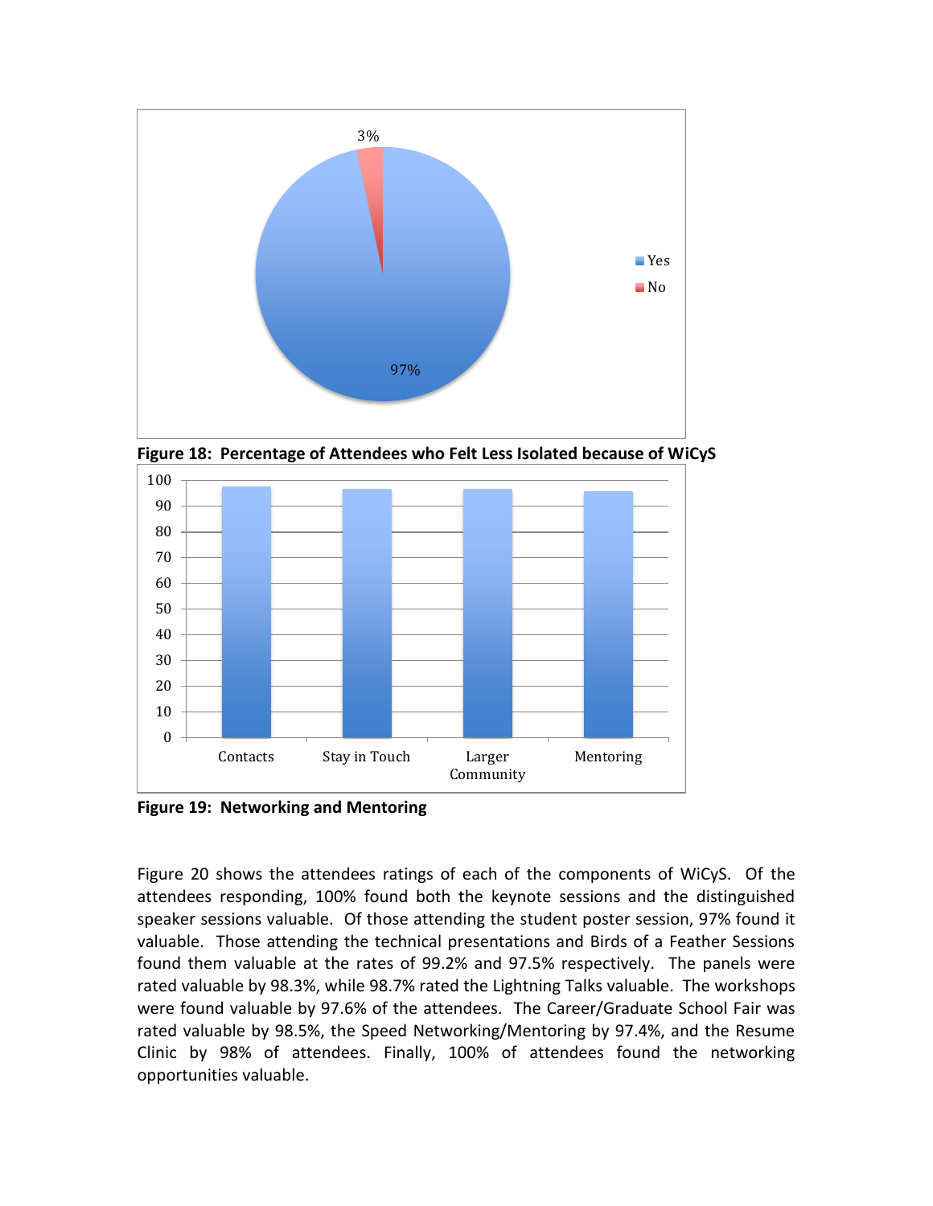**Figure 18: Percentage of Attendees who Felt Less Isolated because of WiCyS**

**Figure 19: Networking and Mentoring**

Figure 20 shows the attendees ratings of each of the components of WiCyS. Of the attendees responding, 100% found both the keynote sessions and the distinguished speaker sessions valuable. Of those attending the student poster session, 97% found it valuable. Those attending the technical presentations and Birds of a Feather Sessions found them valuable at the rates of 99.2% and 97.5% respectively. The panels were rated valuable by 98.3%, while 98.7% rated the Lightning Talks valuable. The workshops were found valuable by 97.6% of the attendees. The Career/Graduate School Fair was rated valuable by 98.5%, the Speed Networking/Mentoring by 97.4%, and the Resume Clinic by 98% of attendees. Finally, 100% of attendees found the networking opportunities valuable.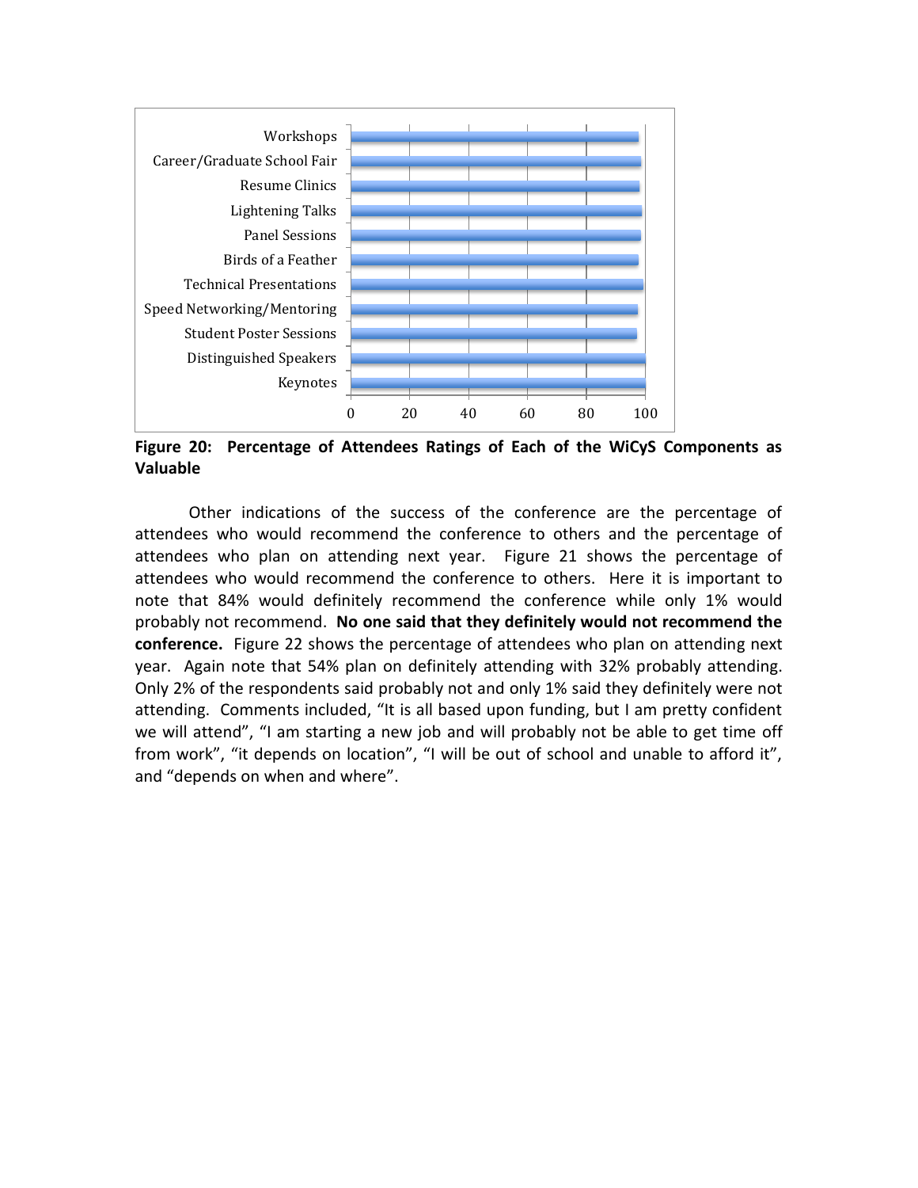Figure 20: Percentage of Attendees Ratings of Each of the WiCyS Components as Valuable

Other indications of the success of the conference are the percentage of attendees who would recommend the conference to others and the percentage of attendees who plan on attending next year. Figure 21 shows the percentage of attendees who would recommend the conference to others. Here it is important to note that 84% would definitely recommend the conference while only 1% would probably not recommend. **No one said that they definitely would not recommend the conference.** Figure 22 shows the percentage of attendees who plan on attending next year. Again note that 54% plan on definitely attending with 32% probably attending. Only 2% of the respondents said probably not and only 1% said they definitely were not attending. Comments included, "It is all based upon funding, but I am pretty confident we will attend", "I am starting a new job and will probably not be able to get time off from work", "it depends on location", "I will be out of school and unable to afford it", and "depends on when and where".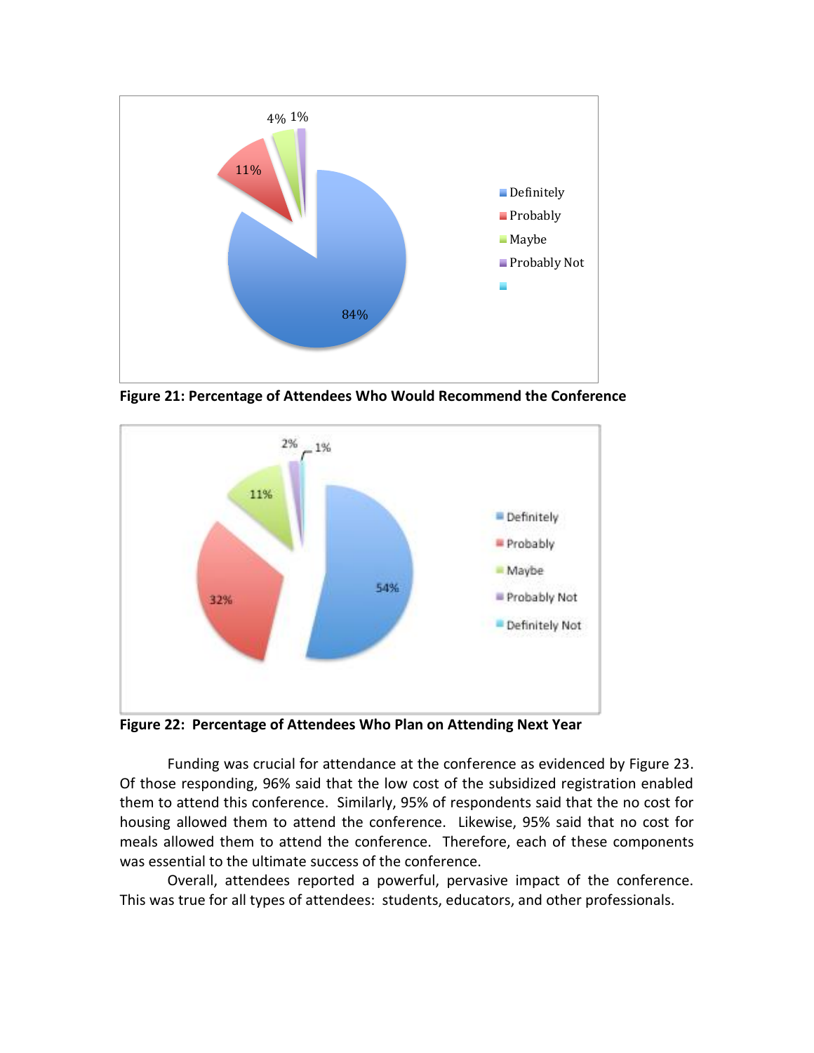**Figure 21: Percentage of Attendees Who Would Recommend the Conference**

**Figure 22: Percentage of Attendees Who Plan on Attending Next Year**

Funding was crucial for attendance at the conference as evidenced by Figure 23. Of those responding, 96% said that the low cost of the subsidized registration enabled them to attend this conference. Similarly, 95% of respondents said that the no cost for housing allowed them to attend the conference. Likewise, 95% said that no cost for meals allowed them to attend the conference. Therefore, each of these components was essential to the ultimate success of the conference.

Overall, attendees reported a powerful, pervasive impact of the conference. This was true for all types of attendees: students, educators, and other professionals.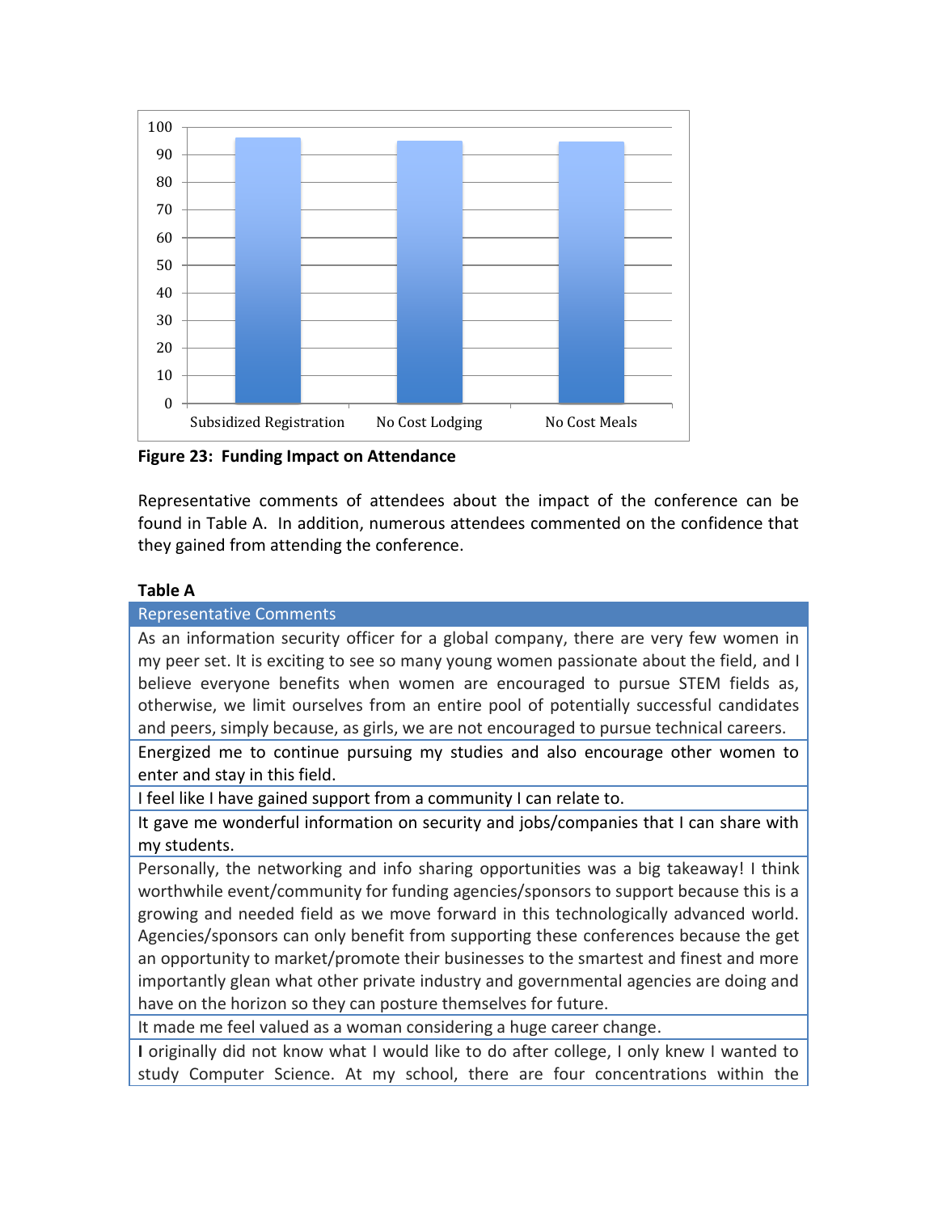**Figure 23: Funding Impact on Attendance**

Representative comments of attendees about the impact of the conference can be found in Table A. In addition, numerous attendees commented on the confidence that they gained from attending the conference.

**Table A**

| Representative Comments |
| --- |
| As an information security officer for a global company, there are very few women in my peer set. It is exciting to see so many young women passionate about the field, and I believe everyone benefits when women are encouraged to pursue STEM fields as, otherwise, we limit ourselves from an entire pool of potentially successful candidates and peers, simply because, as girls, we are not encouraged to pursue technical careers. |
| Energized me to continue pursuing my studies and also encourage other women to enter and stay in this field. |
| I feel like I have gained support from a community I can relate to. |
| It gave me wonderful information on security and jobs/companies that I can share with my students. |
| Personally, the networking and info sharing opportunities was a big takeaway! I think worthwhile event/community for funding agencies/sponsors to support because this is a growing and needed field as we move forward in this technologically advanced world. Agencies/sponsors can only benefit from supporting these conferences because the get an opportunity to market/promote their businesses to the smartest and finest and more importantly glean what other private industry and governmental agencies are doing and have on the horizon so they can posture themselves for future. |
| It made me feel valued as a woman considering a huge career change. |
| I originally did not know what I would like to do after college, I only knew I wanted to study Computer Science. At my school, there are four concentrations within the |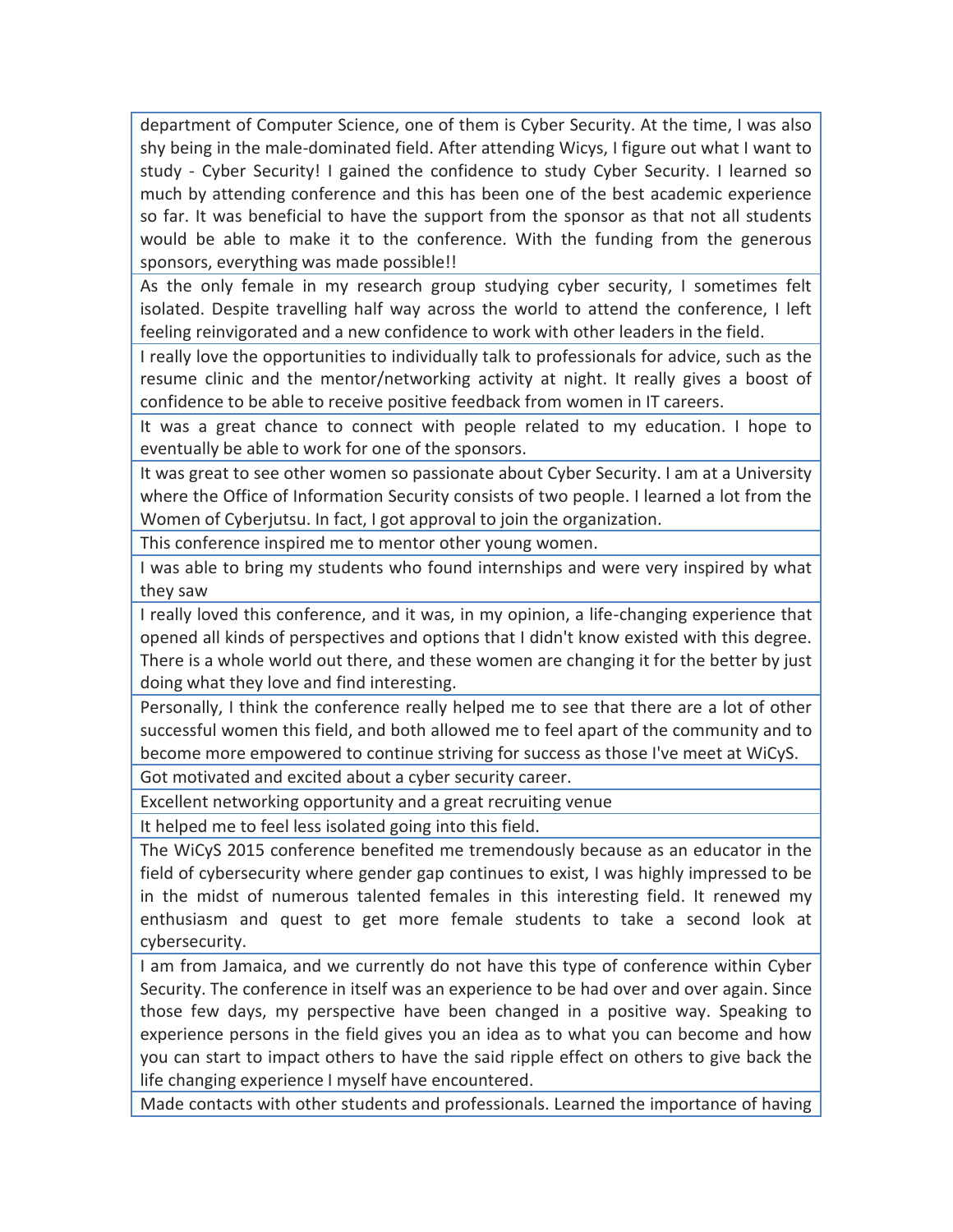| department of Computer Science, one of them is Cyber Security. At the time, I was also shy being in the male-dominated field. After attending Wicys, I figure out what I want to study - Cyber Security! I gained the confidence to study Cyber Security. I learned so much by attending conference and this has been one of the best academic experience so far. It was beneficial to have the support from the sponsor as that not all students would be able to make it to the conference. With the funding from the generous sponsors, everything was made possible!! |
|---|
| As the only female in my research group studying cyber security, I sometimes felt isolated. Despite travelling half way across the world to attend the conference, I left feeling reinvigorated and a new confidence to work with other leaders in the field. |
| I really love the opportunities to individually talk to professionals for advice, such as the resume clinic and the mentor/networking activity at night. It really gives a boost of confidence to be able to receive positive feedback from women in IT careers. |
| It was a great chance to connect with people related to my education. I hope to eventually be able to work for one of the sponsors. |
| It was great to see other women so passionate about Cyber Security. I am at a University where the Office of Information Security consists of two people. I learned a lot from the Women of Cyberjutsu. In fact, I got approval to join the organization. |
| This conference inspired me to mentor other young women. |
| I was able to bring my students who found internships and were very inspired by what they saw |
| I really loved this conference, and it was, in my opinion, a life-changing experience that opened all kinds of perspectives and options that I didn't know existed with this degree. There is a whole world out there, and these women are changing it for the better by just doing what they love and find interesting. |
| Personally, I think the conference really helped me to see that there are a lot of other successful women this field, and both allowed me to feel apart of the community and to become more empowered to continue striving for success as those I've meet at WiCyS. |
| Got motivated and excited about a cyber security career. |
| Excellent networking opportunity and a great recruiting venue |
| It helped me to feel less isolated going into this field. |
| The WiCyS 2015 conference benefited me tremendously because as an educator in the field of cybersecurity where gender gap continues to exist, I was highly impressed to be in the midst of numerous talented females in this interesting field. It renewed my enthusiasm and quest to get more female students to take a second look at cybersecurity. |
| I am from Jamaica, and we currently do not have this type of conference within Cyber Security. The conference in itself was an experience to be had over and over again. Since those few days, my perspective have been changed in a positive way. Speaking to experience persons in the field gives you an idea as to what you can become and how you can start to impact others to have the said ripple effect on others to give back the life changing experience I myself have encountered. |
| Made contacts with other students and professionals. Learned the importance of having |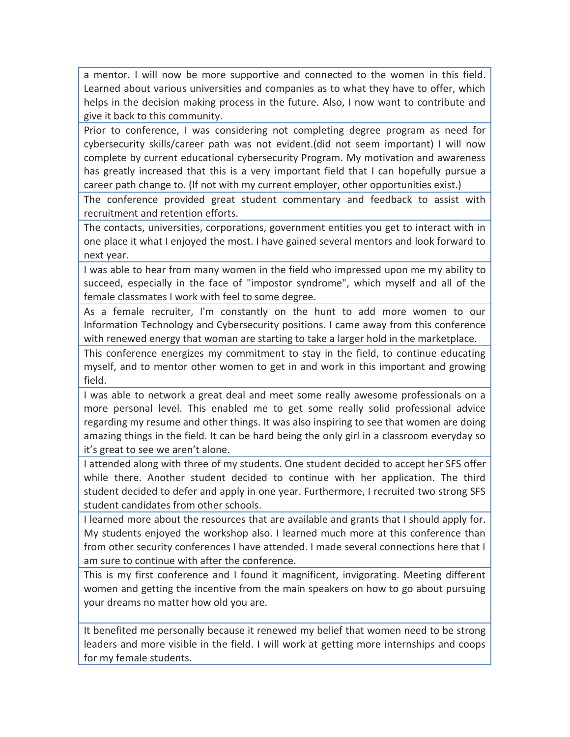| |
|---|
| a mentor. I will now be more supportive and connected to the women in this field. Learned about various universities and companies as to what they have to offer, which helps in the decision making process in the future. Also, I now want to contribute and give it back to this community. |
| Prior to conference, I was considering not completing degree program as need for cybersecurity skills/career path was not evident.(did not seem important) I will now complete by current educational cybersecurity Program. My motivation and awareness has greatly increased that this is a very important field that I can hopefully pursue a career path change to. (If not with my current employer, other opportunities exist.) |
| The conference provided great student commentary and feedback to assist with recruitment and retention efforts. |
| The contacts, universities, corporations, government entities you get to interact with in one place it what I enjoyed the most. I have gained several mentors and look forward to next year. |
| I was able to hear from many women in the field who impressed upon me my ability to succeed, especially in the face of "impostor syndrome", which myself and all of the female classmates I work with feel to some degree. |
| As a female recruiter, I'm constantly on the hunt to add more women to our Information Technology and Cybersecurity positions. I came away from this conference with renewed energy that woman are starting to take a larger hold in the marketplace. |
| This conference energizes my commitment to stay in the field, to continue educating myself, and to mentor other women to get in and work in this important and growing field. |
| I was able to network a great deal and meet some really awesome professionals on a more personal level. This enabled me to get some really solid professional advice regarding my resume and other things. It was also inspiring to see that women are doing amazing things in the field. It can be hard being the only girl in a classroom everyday so it's great to see we aren't alone. |
| I attended along with three of my students. One student decided to accept her SFS offer while there. Another student decided to continue with her application. The third student decided to defer and apply in one year. Furthermore, I recruited two strong SFS student candidates from other schools. |
| I learned more about the resources that are available and grants that I should apply for. My students enjoyed the workshop also. I learned much more at this conference than from other security conferences I have attended. I made several connections here that I am sure to continue with after the conference. |
| This is my first conference and I found it magnificent, invigorating. Meeting different women and getting the incentive from the main speakers on how to go about pursuing your dreams no matter how old you are. |
| It benefited me personally because it renewed my belief that women need to be strong leaders and more visible in the field. I will work at getting more internships and coops for my female students. |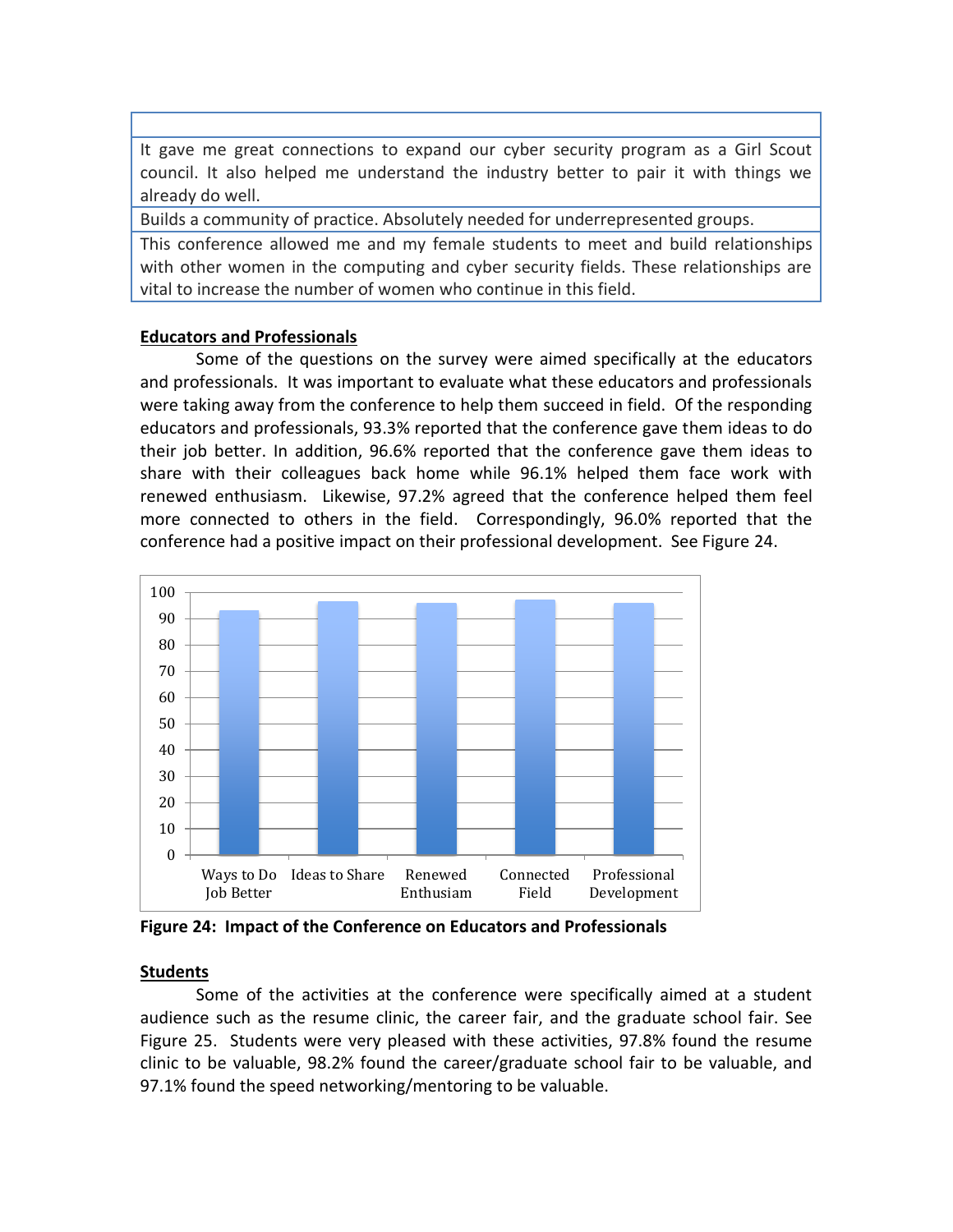| |
|---|
| It gave me great connections to expand our cyber security program as a Girl Scout council. It also helped me understand the industry better to pair it with things we already do well. |
| Builds a community of practice. Absolutely needed for underrepresented groups. |
| This conference allowed me and my female students to meet and build relationships with other women in the computing and cyber security fields. These relationships are vital to increase the number of women who continue in this field. |

**Educators and Professionals**

Some of the questions on the survey were aimed specifically at the educators and professionals. It was important to evaluate what these educators and professionals were taking away from the conference to help them succeed in field. Of the responding educators and professionals, 93.3% reported that the conference gave them ideas to do their job better. In addition, 96.6% reported that the conference gave them ideas to share with their colleagues back home while 96.1% helped them face work with renewed enthusiasm. Likewise, 97.2% agreed that the conference helped them feel more connected to others in the field. Correspondingly, 96.0% reported that the conference had a positive impact on their professional development. See Figure 24.

| Category | Percent |
|---|---|
| Ways to Do Job Better | 93.3 |
| Ideas to Share | 96.6 |
| Renewed Enthusiam | 96.1 |
| Connected Field | 97.2 |
| Professional Development | 96.0 |

**Figure 24: Impact of the Conference on Educators and Professionals**

**Students**

Some of the activities at the conference were specifically aimed at a student audience such as the resume clinic, the career fair, and the graduate school fair. See Figure 25. Students were very pleased with these activities, 97.8% found the resume clinic to be valuable, 98.2% found the career/graduate school fair to be valuable, and 97.1% found the speed networking/mentoring to be valuable.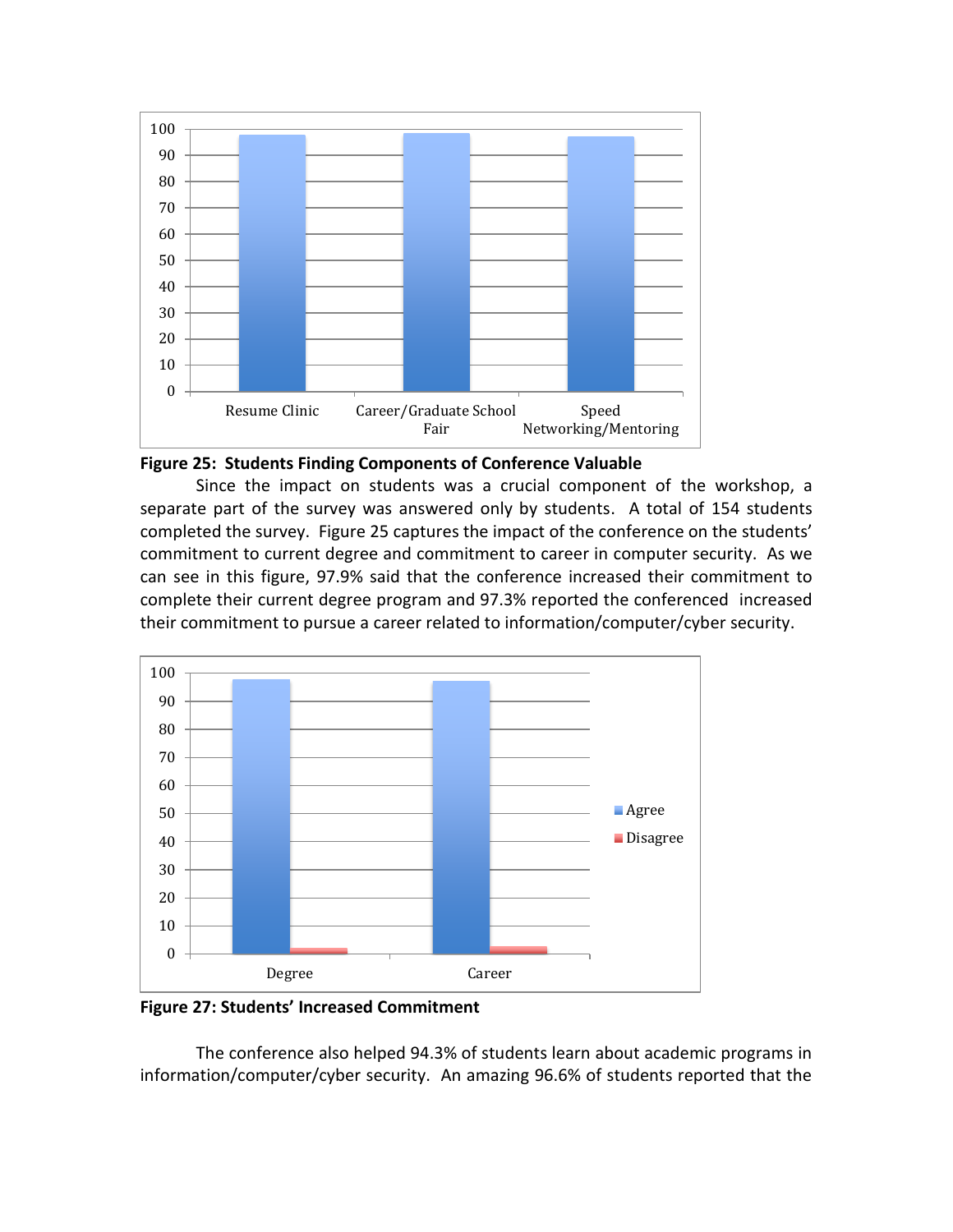**Figure 25: Students Finding Components of Conference Valuable**

Since the impact on students was a crucial component of the workshop, a separate part of the survey was answered only by students. A total of 154 students completed the survey. Figure 25 captures the impact of the conference on the students' commitment to current degree and commitment to career in computer security. As we can see in this figure, 97.9% said that the conference increased their commitment to complete their current degree program and 97.3% reported the conferenced increased their commitment to pursue a career related to information/computer/cyber security.

**Figure 27: Students' Increased Commitment**

The conference also helped 94.3% of students learn about academic programs in information/computer/cyber security. An amazing 96.6% of students reported that the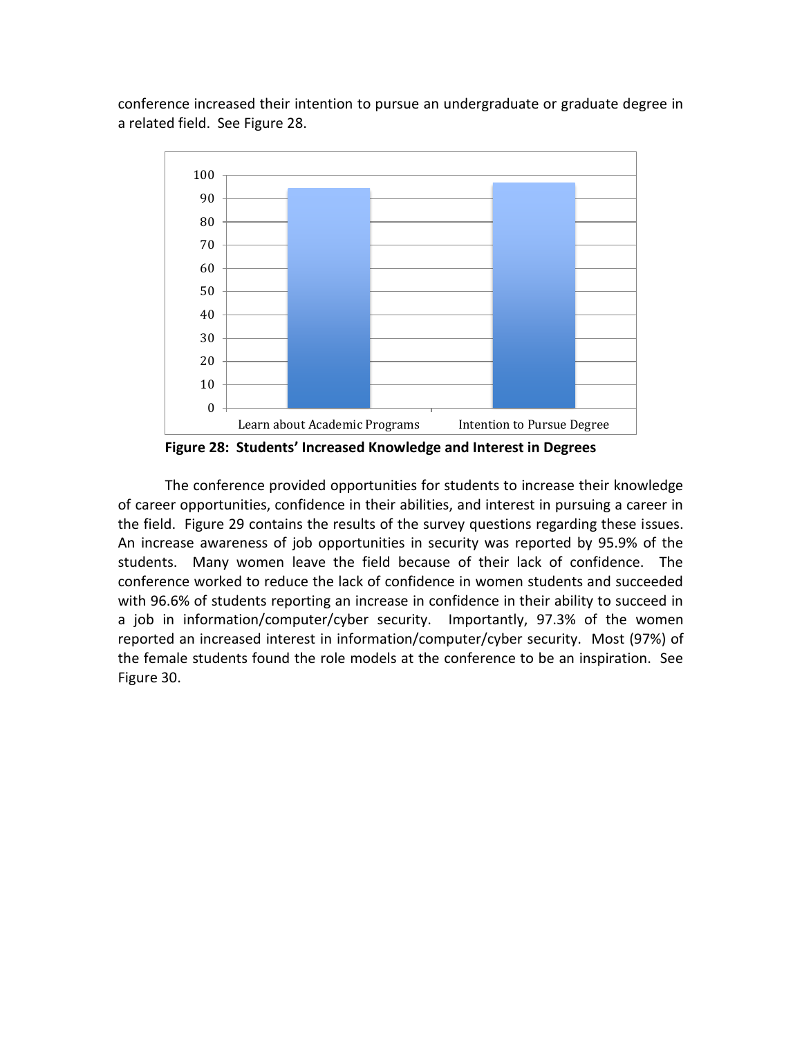conference increased their intention to pursue an undergraduate or graduate degree in a related field. See Figure 28.

**Figure 28: Students' Increased Knowledge and Interest in Degrees**

The conference provided opportunities for students to increase their knowledge of career opportunities, confidence in their abilities, and interest in pursuing a career in the field. Figure 29 contains the results of the survey questions regarding these issues. An increase awareness of job opportunities in security was reported by 95.9% of the students. Many women leave the field because of their lack of confidence. The conference worked to reduce the lack of confidence in women students and succeeded with 96.6% of students reporting an increase in confidence in their ability to succeed in a job in information/computer/cyber security. Importantly, 97.3% of the women reported an increased interest in information/computer/cyber security. Most (97%) of the female students found the role models at the conference to be an inspiration. See Figure 30.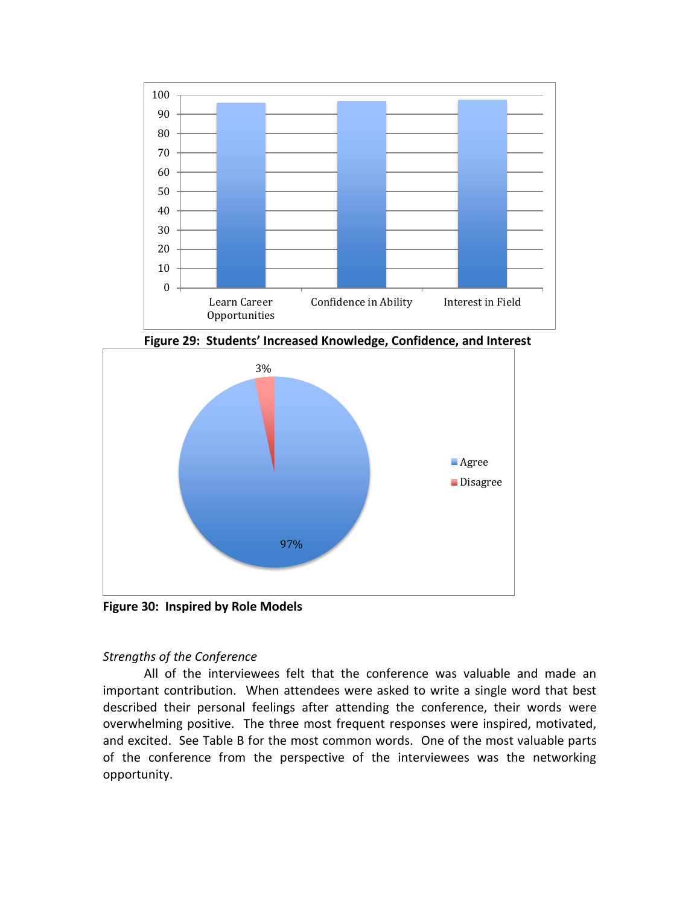**Figure 29: Students' Increased Knowledge, Confidence, and Interest**

**Figure 30: Inspired by Role Models**

*Strengths of the Conference*

All of the interviewees felt that the conference was valuable and made an important contribution. When attendees were asked to write a single word that best described their personal feelings after attending the conference, their words were overwhelming positive. The three most frequent responses were inspired, motivated, and excited. See Table B for the most common words. One of the most valuable parts of the conference from the perspective of the interviewees was the networking opportunity.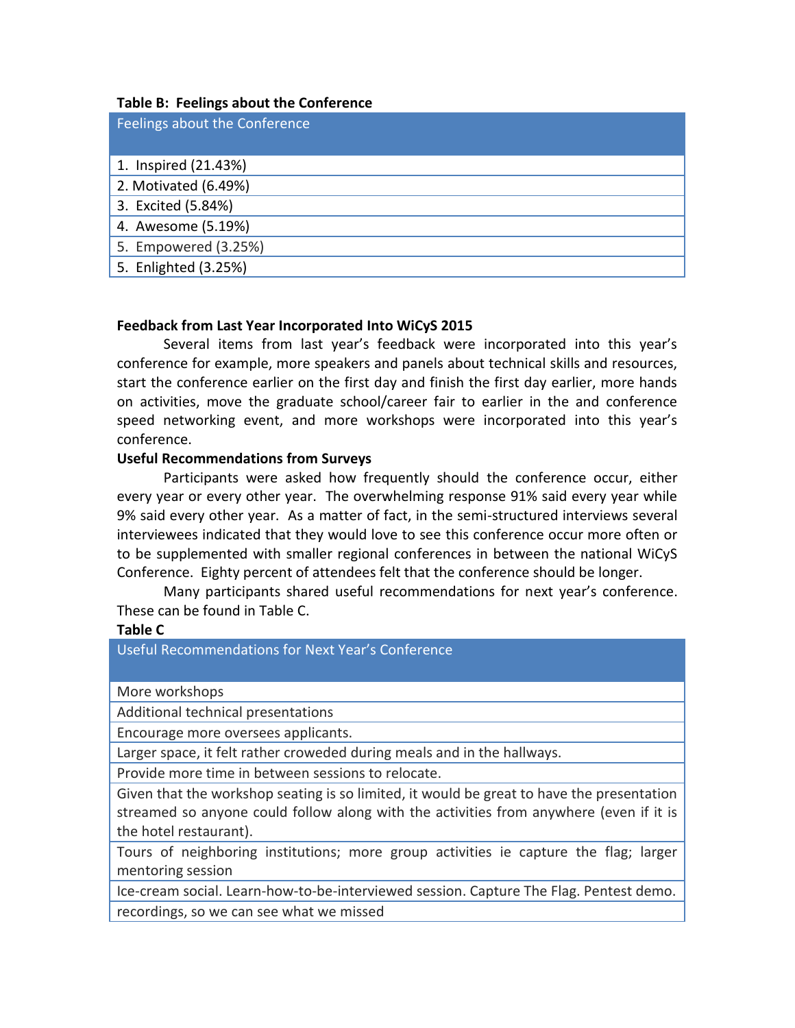**Table B: Feelings about the Conference**

| Feelings about the Conference |
| --- |
| 1. Inspired (21.43%) |
| 2. Motivated (6.49%) |
| 3. Excited (5.84%) |
| 4. Awesome (5.19%) |
| 5. Empowered (3.25%) |
| 5. Enlighted (3.25%) |

**Feedback from Last Year Incorporated Into WiCyS 2015**

Several items from last year's feedback were incorporated into this year's conference for example, more speakers and panels about technical skills and resources, start the conference earlier on the first day and finish the first day earlier, more hands on activities, move the graduate school/career fair to earlier in the and conference speed networking event, and more workshops were incorporated into this year's conference.

**Useful Recommendations from Surveys**

Participants were asked how frequently should the conference occur, either every year or every other year. The overwhelming response 91% said every year while 9% said every other year. As a matter of fact, in the semi-structured interviews several interviewees indicated that they would love to see this conference occur more often or to be supplemented with smaller regional conferences in between the national WiCyS Conference. Eighty percent of attendees felt that the conference should be longer.

Many participants shared useful recommendations for next year's conference. These can be found in Table C.

**Table C**

| Useful Recommendations for Next Year's Conference |
| --- |
| More workshops |
| Additional technical presentations |
| Encourage more oversees applicants. |
| Larger space, it felt rather croweded during meals and in the hallways. |
| Provide more time in between sessions to relocate. |
| Given that the workshop seating is so limited, it would be great to have the presentation streamed so anyone could follow along with the activities from anywhere (even if it is the hotel restaurant). |
| Tours of neighboring institutions; more group activities ie capture the flag; larger mentoring session |
| Ice-cream social. Learn-how-to-be-interviewed session. Capture The Flag. Pentest demo. |
| recordings, so we can see what we missed |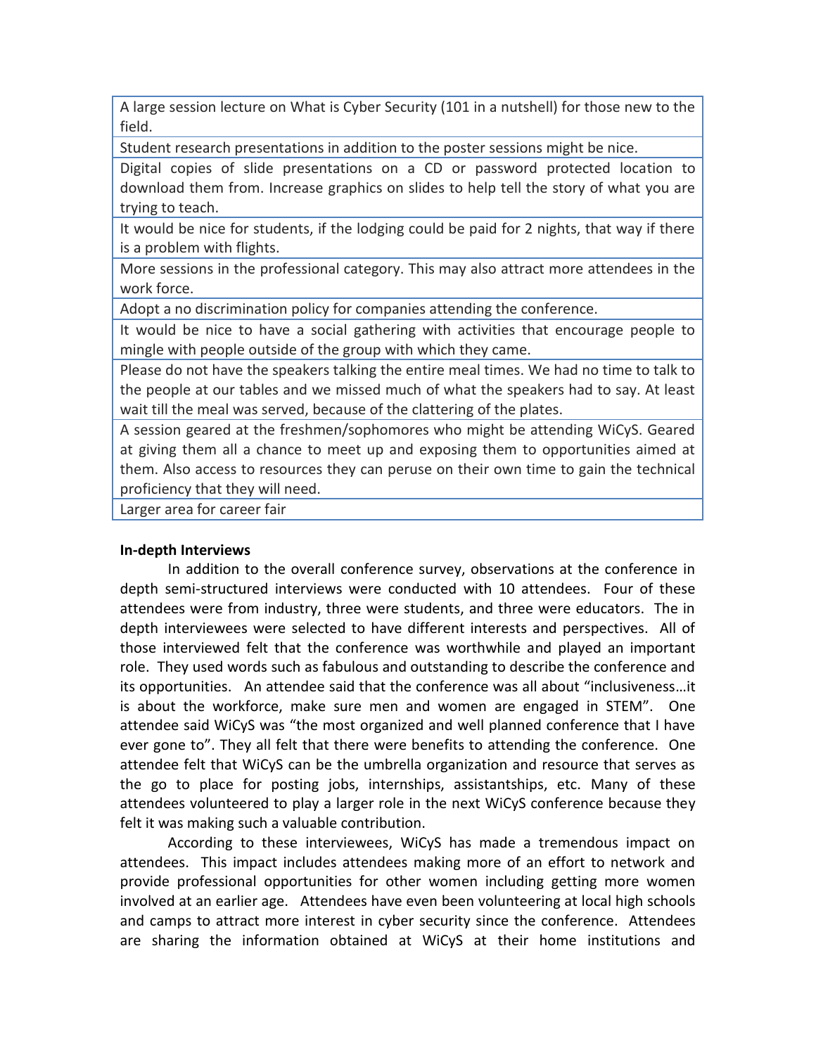| A large session lecture on What is Cyber Security (101 in a nutshell) for those new to the field. |
|---|
| Student research presentations in addition to the poster sessions might be nice. |
| Digital copies of slide presentations on a CD or password protected location to download them from. Increase graphics on slides to help tell the story of what you are trying to teach. |
| It would be nice for students, if the lodging could be paid for 2 nights, that way if there is a problem with flights. |
| More sessions in the professional category. This may also attract more attendees in the work force. |
| Adopt a no discrimination policy for companies attending the conference. |
| It would be nice to have a social gathering with activities that encourage people to mingle with people outside of the group with which they came. |
| Please do not have the speakers talking the entire meal times. We had no time to talk to the people at our tables and we missed much of what the speakers had to say. At least wait till the meal was served, because of the clattering of the plates. |
| A session geared at the freshmen/sophomores who might be attending WiCyS. Geared at giving them all a chance to meet up and exposing them to opportunities aimed at them. Also access to resources they can peruse on their own time to gain the technical proficiency that they will need. |
| Larger area for career fair |

**In-depth Interviews**

In addition to the overall conference survey, observations at the conference in depth semi-structured interviews were conducted with 10 attendees. Four of these attendees were from industry, three were students, and three were educators. The in depth interviewees were selected to have different interests and perspectives. All of those interviewed felt that the conference was worthwhile and played an important role. They used words such as fabulous and outstanding to describe the conference and its opportunities. An attendee said that the conference was all about "inclusiveness…it is about the workforce, make sure men and women are engaged in STEM". One attendee said WiCyS was "the most organized and well planned conference that I have ever gone to". They all felt that there were benefits to attending the conference. One attendee felt that WiCyS can be the umbrella organization and resource that serves as the go to place for posting jobs, internships, assistantships, etc. Many of these attendees volunteered to play a larger role in the next WiCyS conference because they felt it was making such a valuable contribution.

According to these interviewees, WiCyS has made a tremendous impact on attendees. This impact includes attendees making more of an effort to network and provide professional opportunities for other women including getting more women involved at an earlier age. Attendees have even been volunteering at local high schools and camps to attract more interest in cyber security since the conference. Attendees are sharing the information obtained at WiCyS at their home institutions and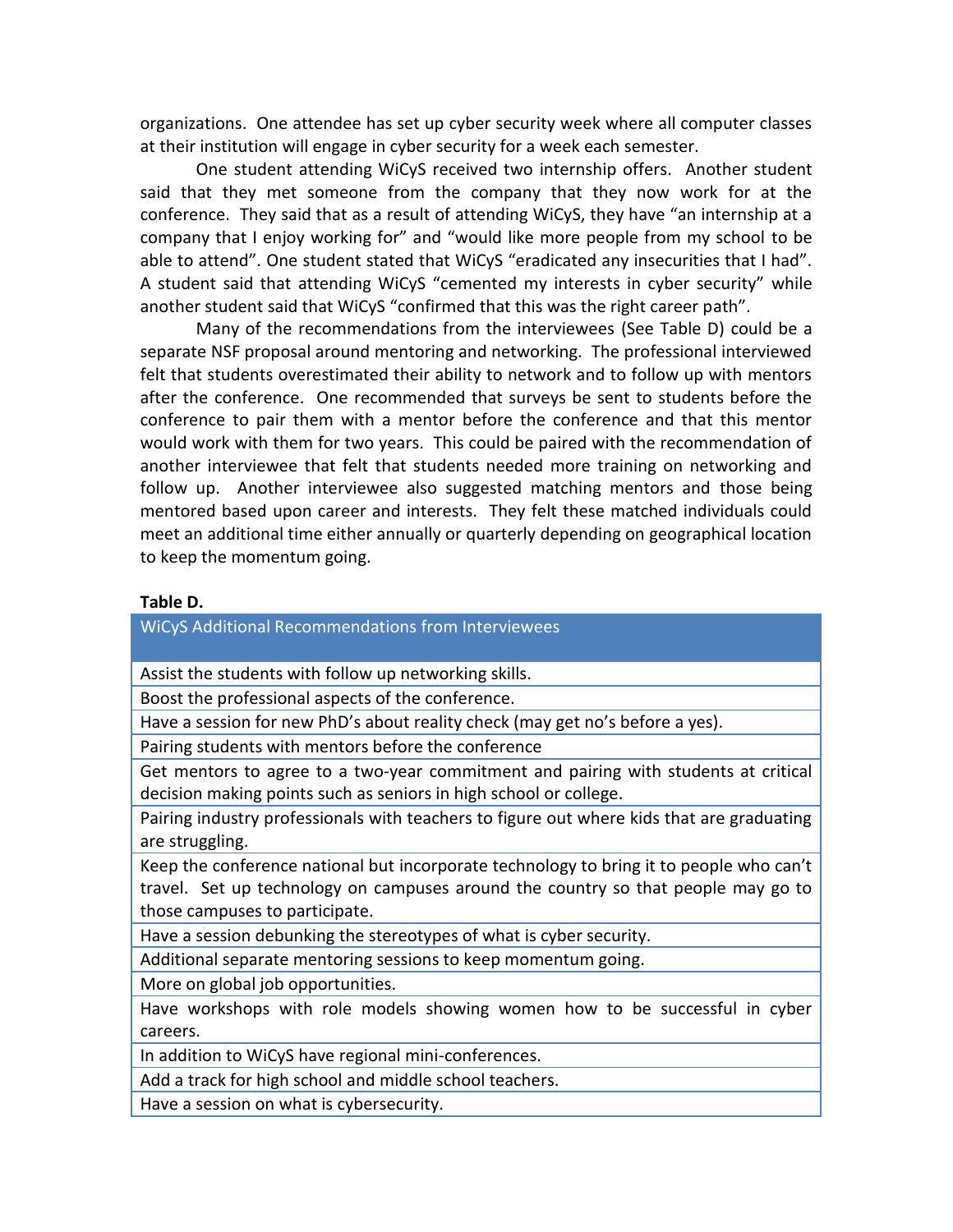organizations. One attendee has set up cyber security week where all computer classes at their institution will engage in cyber security for a week each semester.

One student attending WiCyS received two internship offers. Another student said that they met someone from the company that they now work for at the conference. They said that as a result of attending WiCyS, they have "an internship at a company that I enjoy working for" and "would like more people from my school to be able to attend". One student stated that WiCyS "eradicated any insecurities that I had". A student said that attending WiCyS "cemented my interests in cyber security" while another student said that WiCyS "confirmed that this was the right career path".

Many of the recommendations from the interviewees (See Table D) could be a separate NSF proposal around mentoring and networking. The professional interviewed felt that students overestimated their ability to network and to follow up with mentors after the conference. One recommended that surveys be sent to students before the conference to pair them with a mentor before the conference and that this mentor would work with them for two years. This could be paired with the recommendation of another interviewee that felt that students needed more training on networking and follow up. Another interviewee also suggested matching mentors and those being mentored based upon career and interests. They felt these matched individuals could meet an additional time either annually or quarterly depending on geographical location to keep the momentum going.

**Table D.**

| WiCyS Additional Recommendations from Interviewees |
|---|
| Assist the students with follow up networking skills. |
| Boost the professional aspects of the conference. |
| Have a session for new PhD's about reality check (may get no's before a yes). |
| Pairing students with mentors before the conference |
| Get mentors to agree to a two-year commitment and pairing with students at critical decision making points such as seniors in high school or college. |
| Pairing industry professionals with teachers to figure out where kids that are graduating are struggling. |
| Keep the conference national but incorporate technology to bring it to people who can't travel. Set up technology on campuses around the country so that people may go to those campuses to participate. |
| Have a session debunking the stereotypes of what is cyber security. |
| Additional separate mentoring sessions to keep momentum going. |
| More on global job opportunities. |
| Have workshops with role models showing women how to be successful in cyber careers. |
| In addition to WiCyS have regional mini-conferences. |
| Add a track for high school and middle school teachers. |
| Have a session on what is cybersecurity. |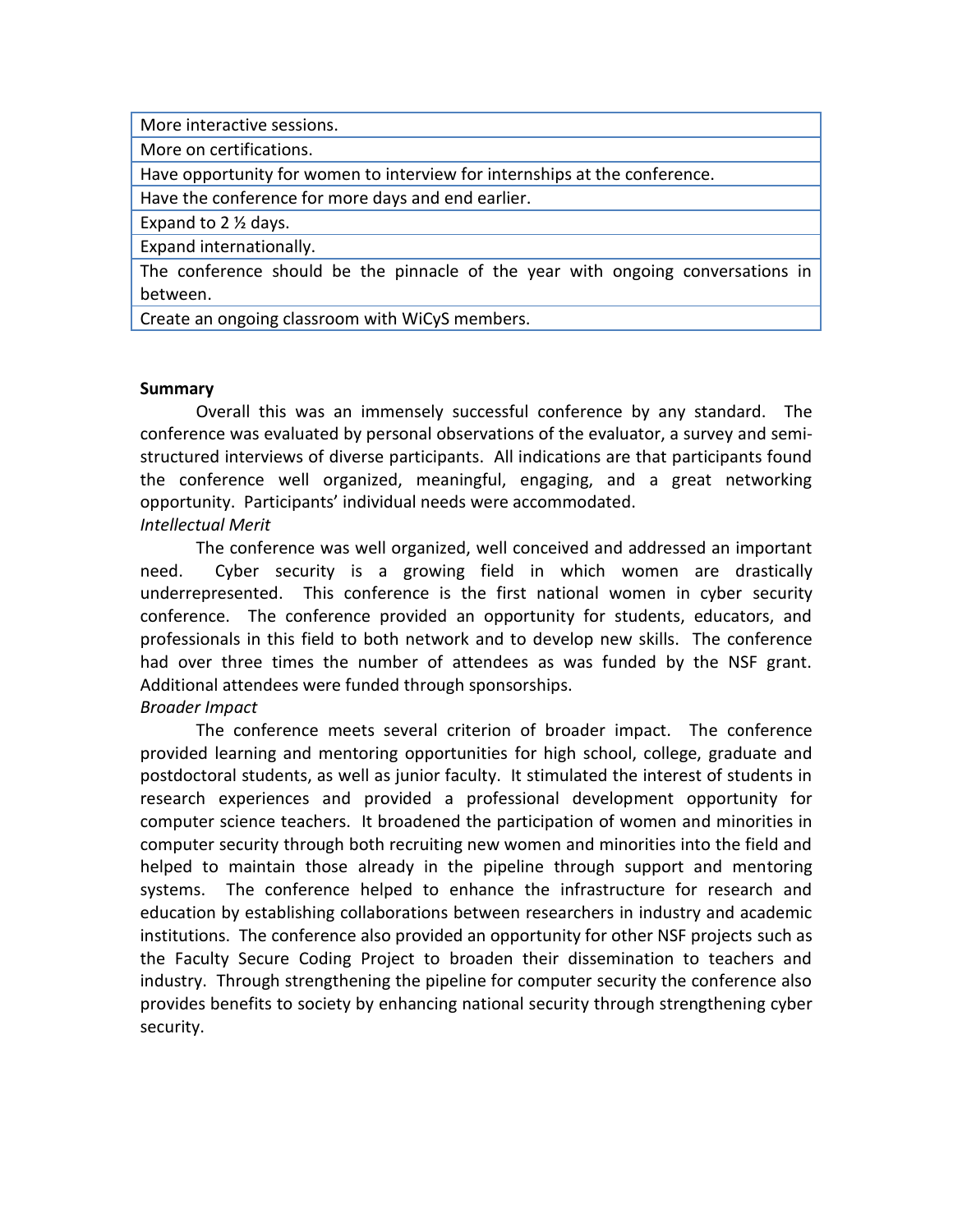| |
|---|
| More interactive sessions. |
| More on certifications. |
| Have opportunity for women to interview for internships at the conference. |
| Have the conference for more days and end earlier. |
| Expand to 2 ½ days. |
| Expand internationally. |
| The conference should be the pinnacle of the year with ongoing conversations in between. |
| Create an ongoing classroom with WiCyS members. |

**Summary**

Overall this was an immensely successful conference by any standard. The conference was evaluated by personal observations of the evaluator, a survey and semi-structured interviews of diverse participants. All indications are that participants found the conference well organized, meaningful, engaging, and a great networking opportunity. Participants' individual needs were accommodated.

*Intellectual Merit*

The conference was well organized, well conceived and addressed an important need. Cyber security is a growing field in which women are drastically underrepresented. This conference is the first national women in cyber security conference. The conference provided an opportunity for students, educators, and professionals in this field to both network and to develop new skills. The conference had over three times the number of attendees as was funded by the NSF grant. Additional attendees were funded through sponsorships.

*Broader Impact*

The conference meets several criterion of broader impact. The conference provided learning and mentoring opportunities for high school, college, graduate and postdoctoral students, as well as junior faculty. It stimulated the interest of students in research experiences and provided a professional development opportunity for computer science teachers. It broadened the participation of women and minorities in computer security through both recruiting new women and minorities into the field and helped to maintain those already in the pipeline through support and mentoring systems. The conference helped to enhance the infrastructure for research and education by establishing collaborations between researchers in industry and academic institutions. The conference also provided an opportunity for other NSF projects such as the Faculty Secure Coding Project to broaden their dissemination to teachers and industry. Through strengthening the pipeline for computer security the conference also provides benefits to society by enhancing national security through strengthening cyber security.